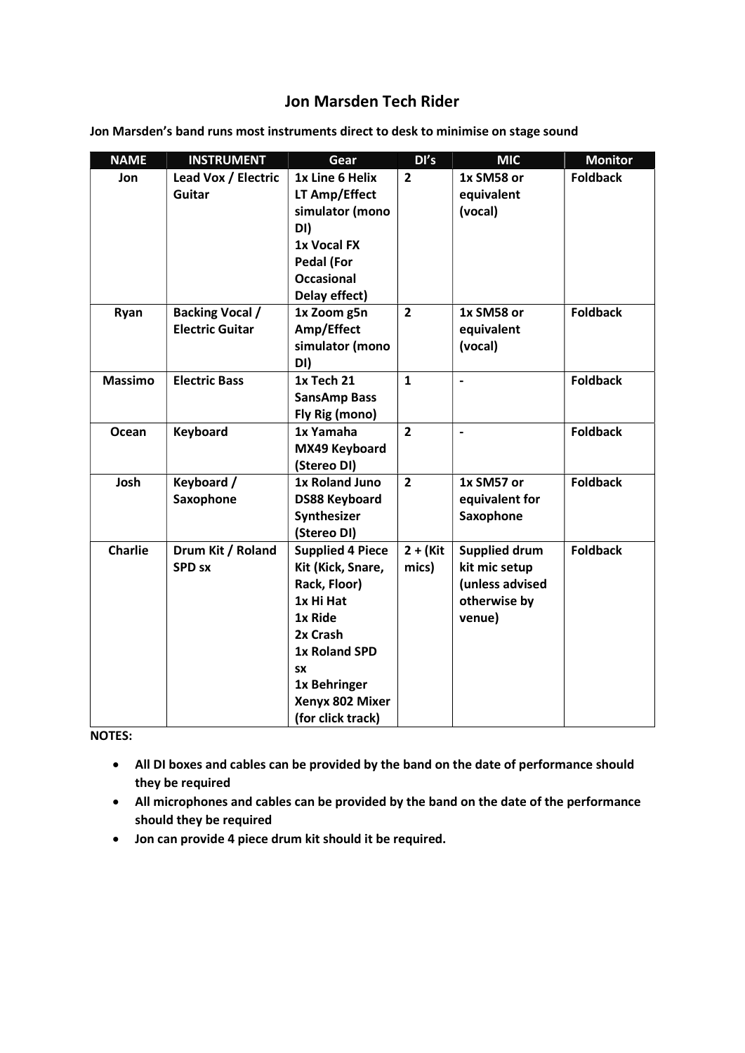# Jon Marsden Tech Rider

**Jon Marsden's band runs most instruments direct to desk to minimise on stage sound**

| NAME | INSTRUMENT | Gear | DI's | MIC | Monitor |
|---|---|---|---|---|---|
| **Jon** | **Lead Vox / Electric Guitar** | **1x Line 6 Helix LT Amp/Effect simulator (mono DI)**<br>**1x Vocal FX Pedal (For Occasional Delay effect)** | **2** | **1x SM58 or equivalent (vocal)** | **Foldback** |
| **Ryan** | **Backing Vocal / Electric Guitar** | **1x Zoom g5n Amp/Effect simulator (mono DI)** | **2** | **1x SM58 or equivalent (vocal)** | **Foldback** |
| **Massimo** | **Electric Bass** | **1x Tech 21 SansAmp Bass Fly Rig (mono)** | **1** | **-** | **Foldback** |
| **Ocean** | **Keyboard** | **1x Yamaha MX49 Keyboard (Stereo DI)** | **2** | **-** | **Foldback** |
| **Josh** | **Keyboard / Saxophone** | **1x Roland Juno DS88 Keyboard Synthesizer (Stereo DI)** | **2** | **1x SM57 or equivalent for Saxophone** | **Foldback** |
| **Charlie** | **Drum Kit / Roland SPD sx** | **Supplied 4 Piece Kit (Kick, Snare, Rack, Floor)**<br>**1x Hi Hat**<br>**1x Ride**<br>**2x Crash**<br>**1x Roland SPD sx**<br>**1x Behringer Xenyx 802 Mixer (for click track)** | **2 + (Kit mics)** | **Supplied drum kit mic setup (unless advised otherwise by venue)** | **Foldback** |

**NOTES:**

- **All DI boxes and cables can be provided by the band on the date of performance should they be required**
- **All microphones and cables can be provided by the band on the date of the performance should they be required**
- **Jon can provide 4 piece drum kit should it be required.**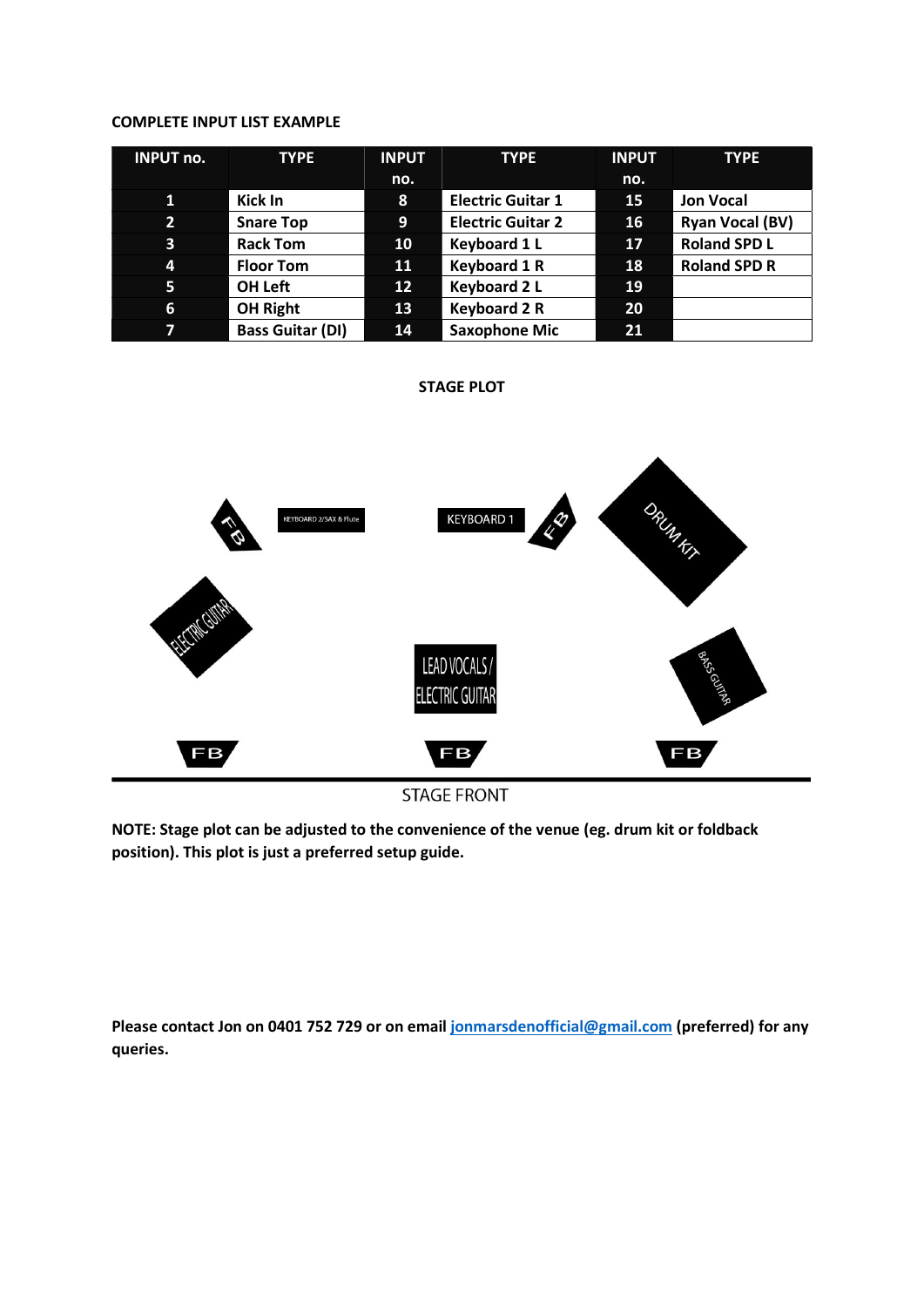**COMPLETE INPUT LIST EXAMPLE**

| INPUT no. | TYPE | INPUT no. | TYPE | INPUT no. | TYPE |
|---|---|---|---|---|---|
| 1 | Kick In | 8 | Electric Guitar 1 | 15 | Jon Vocal |
| 2 | Snare Top | 9 | Electric Guitar 2 | 16 | Ryan Vocal (BV) |
| 3 | Rack Tom | 10 | Keyboard 1 L | 17 | Roland SPD L |
| 4 | Floor Tom | 11 | Keyboard 1 R | 18 | Roland SPD R |
| 5 | OH Left | 12 | Keyboard 2 L | 19 | |
| 6 | OH Right | 13 | Keyboard 2 R | 20 | |
| 7 | Bass Guitar (DI) | 14 | Saxophone Mic | 21 | |

**STAGE PLOT**

FB

KEYBOARD 2/SAX & Flute

KEYBOARD 1

FB

DRUM KIT

ELECTRIC GUITAR

LEAD VOCALS / ELECTRIC GUITAR

BASS GUITAR

FB

FB

FB

STAGE FRONT

**NOTE: Stage plot can be adjusted to the convenience of the venue (eg. drum kit or foldback position). This plot is just a preferred setup guide.**

**Please contact Jon on 0401 752 729 or on email [jonmarsdenofficial@gmail.com](mailto:jonmarsdenofficial@gmail.com) (preferred) for any queries.**